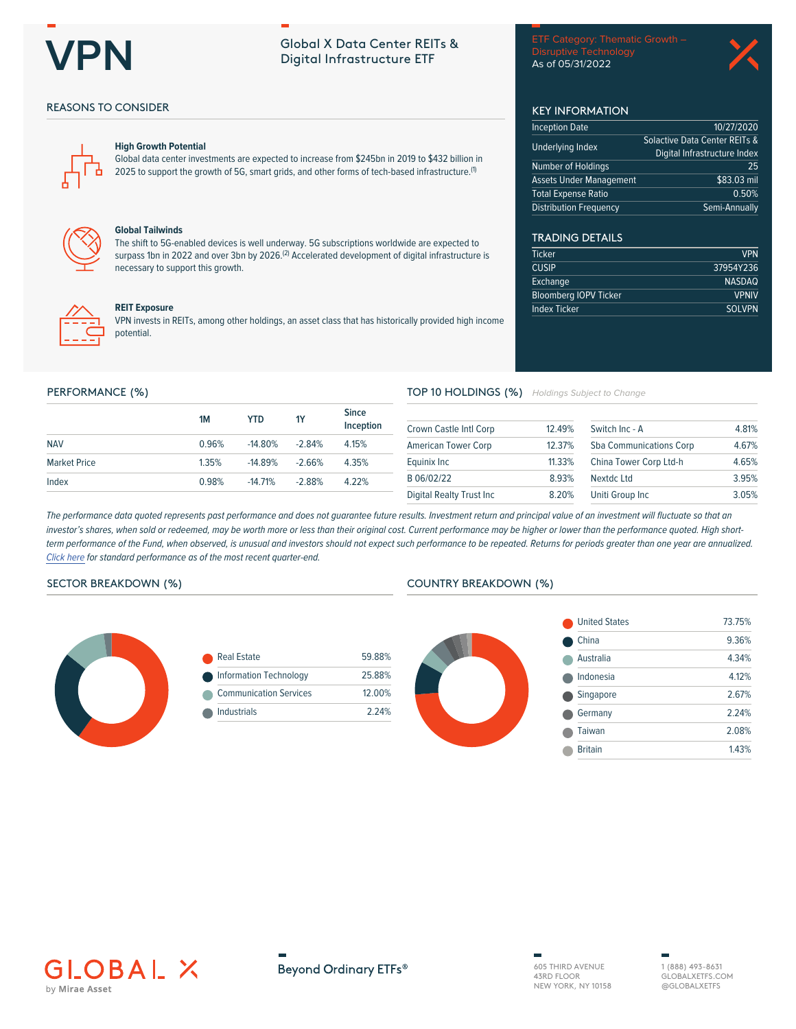# VPN

## Global X Data Center REITs & Digital Infrastructure ETF

ETF Category: Thematic Growth – Disruptive Technology
As of 05/31/2022

## REASONS TO CONSIDER

### High Growth Potential

Global data center investments are expected to increase from $245bn in 2019 to $432 billion in 2025 to support the growth of 5G, smart grids, and other forms of tech-based infrastructure.[1]

### Global Tailwinds

The shift to 5G-enabled devices is well underway. 5G subscriptions worldwide are expected to surpass 1bn in 2022 and over 3bn by 2026.[2] Accelerated development of digital infrastructure is necessary to support this growth.

### REIT Exposure

VPN invests in REITs, among other holdings, an asset class that has historically provided high income potential.

## KEY INFORMATION

| | |
|---|---|
| Inception Date | 10/27/2020 |
| Underlying Index | Solactive Data Center REITs & Digital Infrastructure Index |
| Number of Holdings | 25 |
| Assets Under Management | $83.03 mil |
| Total Expense Ratio | 0.50% |
| Distribution Frequency | Semi-Annually |

## TRADING DETAILS

| | |
|---|---|
| Ticker | VPN |
| CUSIP | 37954Y236 |
| Exchange | NASDAQ |
| Bloomberg IOPV Ticker | VPNIV |
| Index Ticker | SOLVPN |

## PERFORMANCE (%)

| | 1M | YTD | 1Y | Since Inception |
|---|---|---|---|---|
| NAV | 0.96% | -14.80% | -2.84% | 4.15% |
| Market Price | 1.35% | -14.89% | -2.66% | 4.35% |
| Index | 0.98% | -14.71% | -2.88% | 4.22% |

*The performance data quoted represents past performance and does not guarantee future results. Investment return and principal value of an investment will fluctuate so that an investor's shares, when sold or redeemed, may be worth more or less than their original cost. Current performance may be higher or lower than the performance quoted. High short-term performance of the Fund, when observed, is unusual and investors should not expect such performance to be repeated. Returns for periods greater than one year are annualized. Click here for standard performance as of the most recent quarter-end.*

## TOP 10 HOLDINGS (%)

*Holdings Subject to Change*

| | |
|---|---|
| Crown Castle Intl Corp | 12.49% |
| American Tower Corp | 12.37% |
| Equinix Inc | 11.33% |
| B 06/02/22 | 8.93% |
| Digital Realty Trust Inc | 8.20% |
| Switch Inc - A | 4.81% |
| Sba Communications Corp | 4.67% |
| China Tower Corp Ltd-h | 4.65% |
| Nextdc Ltd | 3.95% |
| Uniti Group Inc | 3.05% |

## SECTOR BREAKDOWN (%)

| | |
|---|---|
| Real Estate | 59.88% |
| Information Technology | 25.88% |
| Communication Services | 12.00% |
| Industrials | 2.24% |

## COUNTRY BREAKDOWN (%)

| | |
|---|---|
| United States | 73.75% |
| China | 9.36% |
| Australia | 4.34% |
| Indonesia | 4.12% |
| Singapore | 2.67% |
| Germany | 2.24% |
| Taiwan | 2.08% |
| Britain | 1.43% |

GLOBAL X by Mirae Asset

Beyond Ordinary ETFs®

605 THIRD AVENUE
43RD FLOOR
NEW YORK, NY 10158

1 (888) 493-8631
GLOBALXETFS.COM
@GLOBALXETFS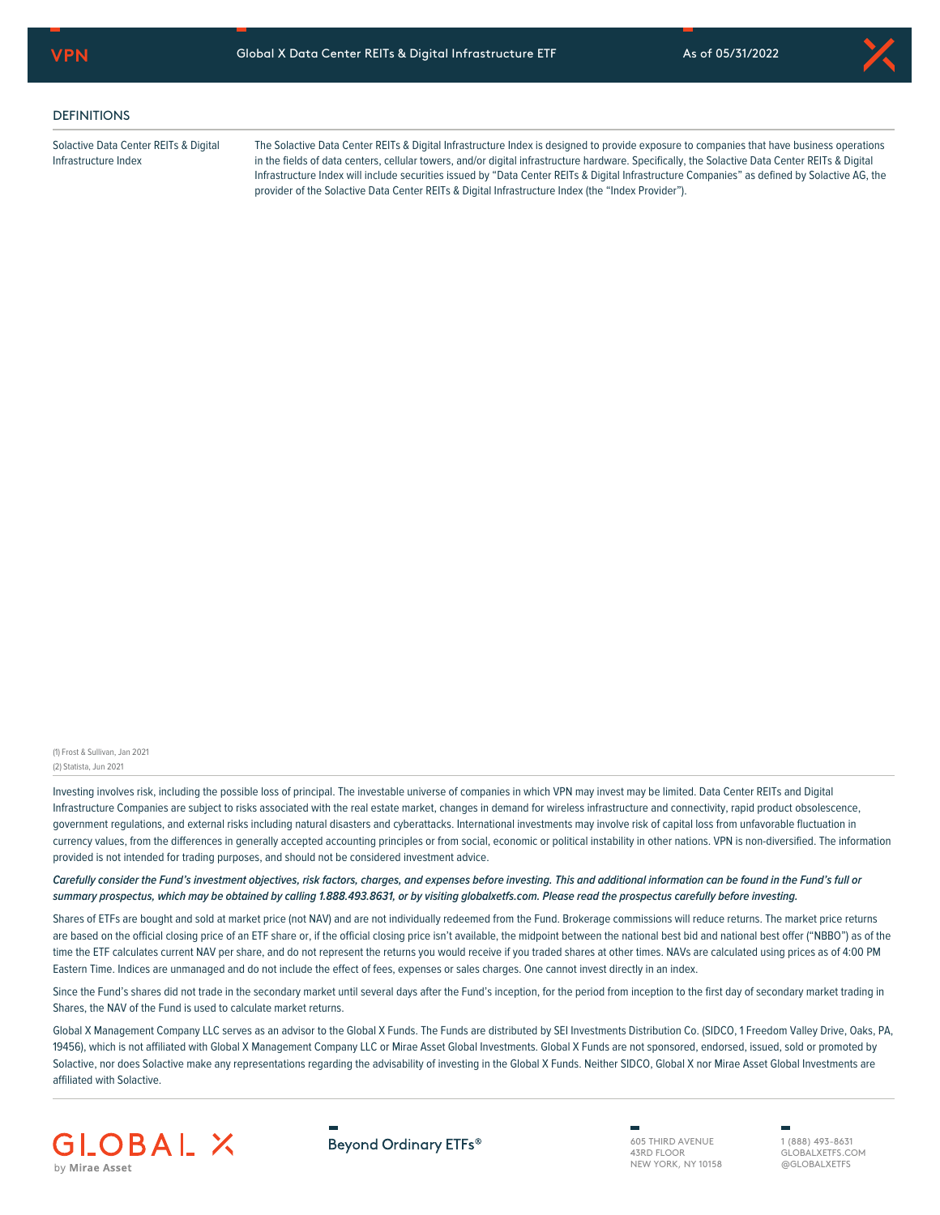## DEFINITIONS

| | |
|---|---|
| Solactive Data Center REITs & Digital Infrastructure Index | The Solactive Data Center REITs & Digital Infrastructure Index is designed to provide exposure to companies that have business operations in the fields of data centers, cellular towers, and/or digital infrastructure hardware. Specifically, the Solactive Data Center REITs & Digital Infrastructure Index will include securities issued by "Data Center REITs & Digital Infrastructure Companies" as defined by Solactive AG, the provider of the Solactive Data Center REITs & Digital Infrastructure Index (the "Index Provider"). |

(1) Frost & Sullivan, Jan 2021
(2) Statista, Jun 2021

Investing involves risk, including the possible loss of principal. The investable universe of companies in which VPN may invest may be limited. Data Center REITs and Digital Infrastructure Companies are subject to risks associated with the real estate market, changes in demand for wireless infrastructure and connectivity, rapid product obsolescence, government regulations, and external risks including natural disasters and cyberattacks. International investments may involve risk of capital loss from unfavorable fluctuation in currency values, from the differences in generally accepted accounting principles or from social, economic or political instability in other nations. VPN is non-diversified. The information provided is not intended for trading purposes, and should not be considered investment advice.

***Carefully consider the Fund's investment objectives, risk factors, charges, and expenses before investing. This and additional information can be found in the Fund's full or summary prospectus, which may be obtained by calling 1.888.493.8631, or by visiting globalxetfs.com. Please read the prospectus carefully before investing.***

Shares of ETFs are bought and sold at market price (not NAV) and are not individually redeemed from the Fund. Brokerage commissions will reduce returns. The market price returns are based on the official closing price of an ETF share or, if the official closing price isn't available, the midpoint between the national best bid and national best offer ("NBBO") as of the time the ETF calculates current NAV per share, and do not represent the returns you would receive if you traded shares at other times. NAVs are calculated using prices as of 4:00 PM Eastern Time. Indices are unmanaged and do not include the effect of fees, expenses or sales charges. One cannot invest directly in an index.

Since the Fund's shares did not trade in the secondary market until several days after the Fund's inception, for the period from inception to the first day of secondary market trading in Shares, the NAV of the Fund is used to calculate market returns.

Global X Management Company LLC serves as an advisor to the Global X Funds. The Funds are distributed by SEI Investments Distribution Co. (SIDCO, 1 Freedom Valley Drive, Oaks, PA, 19456), which is not affiliated with Global X Management Company LLC or Mirae Asset Global Investments. Global X Funds are not sponsored, endorsed, issued, sold or promoted by Solactive, nor does Solactive make any representations regarding the advisability of investing in the Global X Funds. Neither SIDCO, Global X nor Mirae Asset Global Investments are affiliated with Solactive.

GLOBAL X by Mirae Asset

Beyond Ordinary ETFs®

605 THIRD AVENUE
43RD FLOOR
NEW YORK, NY 10158

1 (888) 493-8631
GLOBALXETFS.COM
@GLOBALXETFS